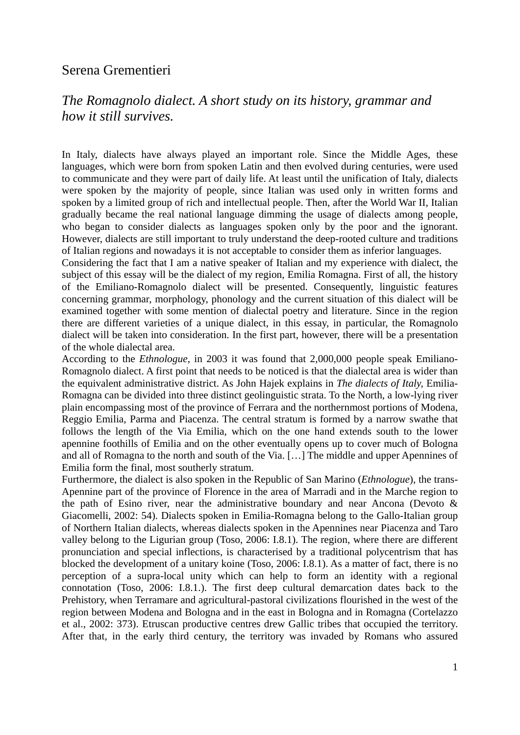Serena Grementieri

*The Romagnolo dialect. A short study on its history, grammar and how it still survives.*

In Italy, dialects have always played an important role. Since the Middle Ages, these languages, which were born from spoken Latin and then evolved during centuries, were used to communicate and they were part of daily life. At least until the unification of Italy, dialects were spoken by the majority of people, since Italian was used only in written forms and spoken by a limited group of rich and intellectual people. Then, after the World War II, Italian gradually became the real national language dimming the usage of dialects among people, who began to consider dialects as languages spoken only by the poor and the ignorant. However, dialects are still important to truly understand the deep-rooted culture and traditions of Italian regions and nowadays it is not acceptable to consider them as inferior languages.

Considering the fact that I am a native speaker of Italian and my experience with dialect, the subject of this essay will be the dialect of my region, Emilia Romagna. First of all, the history of the Emiliano-Romagnolo dialect will be presented. Consequently, linguistic features concerning grammar, morphology, phonology and the current situation of this dialect will be examined together with some mention of dialectal poetry and literature. Since in the region there are different varieties of a unique dialect, in this essay, in particular, the Romagnolo dialect will be taken into consideration. In the first part, however, there will be a presentation of the whole dialectal area.

According to the *Ethnologue*, in 2003 it was found that 2,000,000 people speak Emiliano-Romagnolo dialect. A first point that needs to be noticed is that the dialectal area is wider than the equivalent administrative district. As John Hajek explains in *The dialects of Italy,* Emilia-Romagna can be divided into three distinct geolinguistic strata. To the North, a low-lying river plain encompassing most of the province of Ferrara and the northernmost portions of Modena, Reggio Emilia, Parma and Piacenza. The central stratum is formed by a narrow swathe that follows the length of the Via Emilia, which on the one hand extends south to the lower apennine foothills of Emilia and on the other eventually opens up to cover much of Bologna and all of Romagna to the north and south of the Via. […] The middle and upper Apennines of Emilia form the final, most southerly stratum.

Furthermore, the dialect is also spoken in the Republic of San Marino (*Ethnologue*), the trans-Apennine part of the province of Florence in the area of Marradi and in the Marche region to the path of Esino river, near the administrative boundary and near Ancona (Devoto & Giacomelli, 2002: 54). Dialects spoken in Emilia-Romagna belong to the Gallo-Italian group of Northern Italian dialects, whereas dialects spoken in the Apennines near Piacenza and Taro valley belong to the Ligurian group (Toso, 2006: I.8.1). The region, where there are different pronunciation and special inflections, is characterised by a traditional polycentrism that has blocked the development of a unitary koine (Toso, 2006: I.8.1). As a matter of fact, there is no perception of a supra-local unity which can help to form an identity with a regional connotation (Toso, 2006: I.8.1.). The first deep cultural demarcation dates back to the Prehistory, when Terramare and agricultural-pastoral civilizations flourished in the west of the region between Modena and Bologna and in the east in Bologna and in Romagna (Cortelazzo et al., 2002: 373). Etruscan productive centres drew Gallic tribes that occupied the territory. After that, in the early third century, the territory was invaded by Romans who assured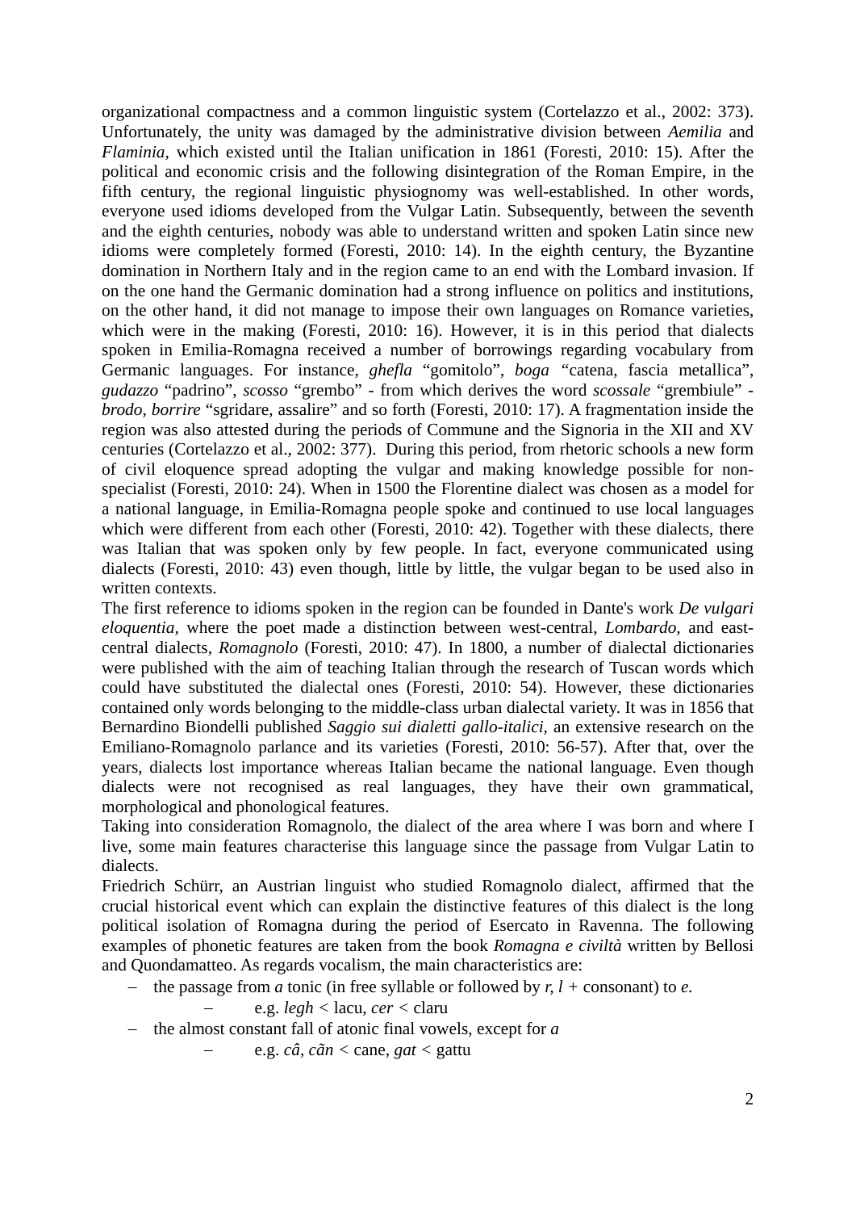organizational compactness and a common linguistic system (Cortelazzo et al., 2002: 373). Unfortunately, the unity was damaged by the administrative division between *Aemilia* and *Flaminia,* which existed until the Italian unification in 1861 (Foresti, 2010: 15). After the political and economic crisis and the following disintegration of the Roman Empire, in the fifth century, the regional linguistic physiognomy was well-established. In other words, everyone used idioms developed from the Vulgar Latin. Subsequently, between the seventh and the eighth centuries, nobody was able to understand written and spoken Latin since new idioms were completely formed (Foresti, 2010: 14). In the eighth century, the Byzantine domination in Northern Italy and in the region came to an end with the Lombard invasion. If on the one hand the Germanic domination had a strong influence on politics and institutions, on the other hand, it did not manage to impose their own languages on Romance varieties, which were in the making (Foresti, 2010: 16). However, it is in this period that dialects spoken in Emilia-Romagna received a number of borrowings regarding vocabulary from Germanic languages. For instance, *ghefla* "gomitolo", *boga* "catena, fascia metallica", *gudazzo* "padrino", *scosso* "grembo" - from which derives the word *scossale* "grembiule" - *brodo*, *borrire* "sgridare, assalire" and so forth (Foresti, 2010: 17). A fragmentation inside the region was also attested during the periods of Commune and the Signoria in the XII and XV centuries (Cortelazzo et al., 2002: 377). During this period, from rhetoric schools a new form of civil eloquence spread adopting the vulgar and making knowledge possible for non-specialist (Foresti, 2010: 24). When in 1500 the Florentine dialect was chosen as a model for a national language, in Emilia-Romagna people spoke and continued to use local languages which were different from each other (Foresti, 2010: 42). Together with these dialects, there was Italian that was spoken only by few people. In fact, everyone communicated using dialects (Foresti, 2010: 43) even though, little by little, the vulgar began to be used also in written contexts.

The first reference to idioms spoken in the region can be founded in Dante's work *De vulgari eloquentia,* where the poet made a distinction between west-central, *Lombardo,* and east-central dialects, *Romagnolo* (Foresti, 2010: 47). In 1800, a number of dialectal dictionaries were published with the aim of teaching Italian through the research of Tuscan words which could have substituted the dialectal ones (Foresti, 2010: 54). However, these dictionaries contained only words belonging to the middle-class urban dialectal variety. It was in 1856 that Bernardino Biondelli published *Saggio sui dialetti gallo-italici*, an extensive research on the Emiliano-Romagnolo parlance and its varieties (Foresti, 2010: 56-57). After that, over the years, dialects lost importance whereas Italian became the national language. Even though dialects were not recognised as real languages, they have their own grammatical, morphological and phonological features.

Taking into consideration Romagnolo, the dialect of the area where I was born and where I live, some main features characterise this language since the passage from Vulgar Latin to dialects.

Friedrich Schürr, an Austrian linguist who studied Romagnolo dialect, affirmed that the crucial historical event which can explain the distinctive features of this dialect is the long political isolation of Romagna during the period of Esercato in Ravenna. The following examples of phonetic features are taken from the book *Romagna e civiltà* written by Bellosi and Quondamatteo. As regards vocalism, the main characteristics are:

- the passage from *a* tonic (in free syllable or followed by *r, l* + consonant) to *e.*
    - e.g. *legh* < lacu, *cer* < claru
- the almost constant fall of atonic final vowels, except for *a*
    - e.g. *câ, cãn* < cane, *gat* < gattu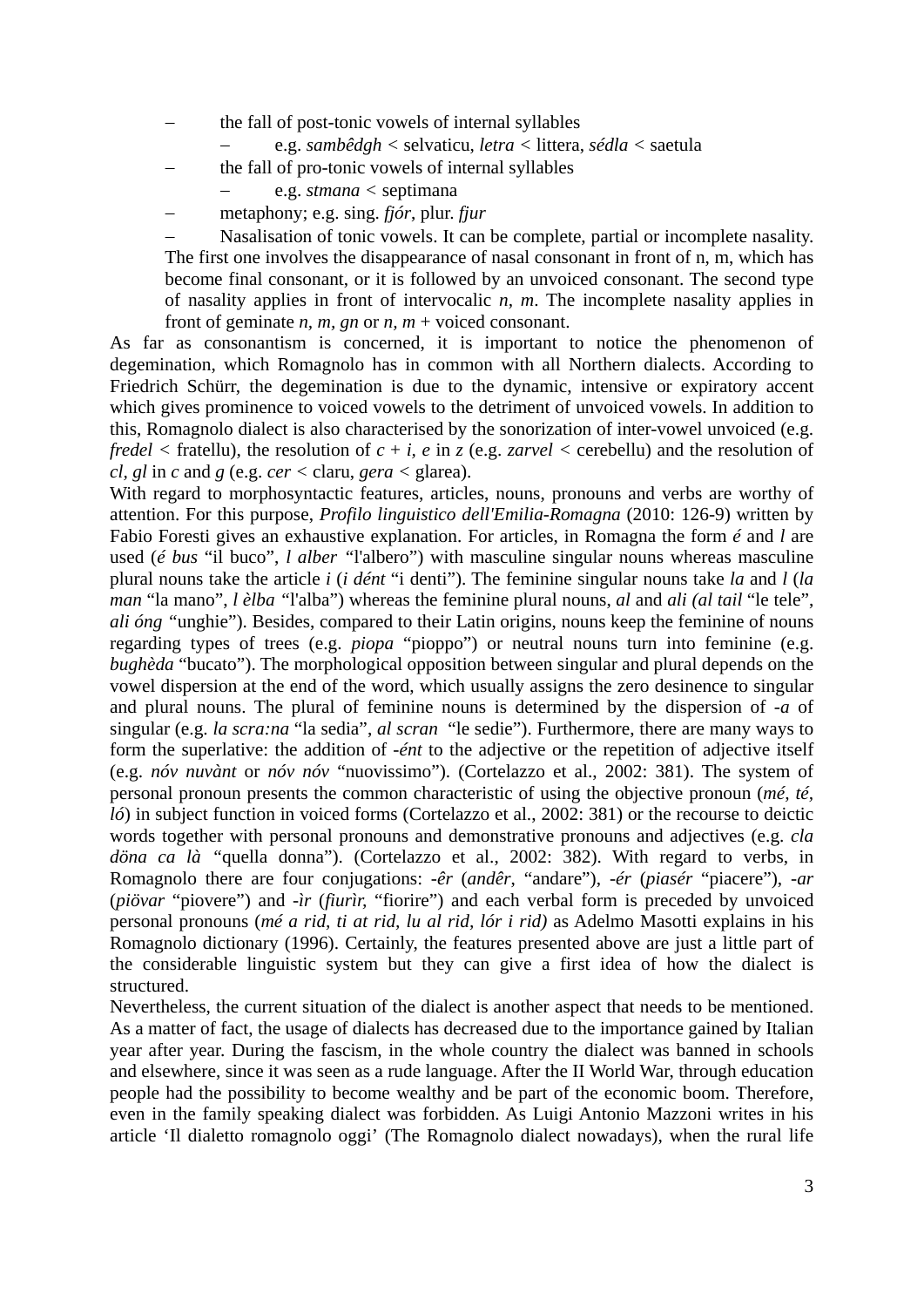- the fall of post-tonic vowels of internal syllables
  - e.g. *sambêdgh* < selvaticu, *letra* < littera, *sédla* < saetula
- the fall of pro-tonic vowels of internal syllables
  - e.g. *stmana* < septimana
- metaphony; e.g. sing. *fjór*, plur. *fjur*
- Nasalisation of tonic vowels. It can be complete, partial or incomplete nasality. The first one involves the disappearance of nasal consonant in front of n, m, which has become final consonant, or it is followed by an unvoiced consonant. The second type of nasality applies in front of intervocalic *n*, *m*. The incomplete nasality applies in front of geminate *n*, *m*, *gn* or *n*, *m* + voiced consonant.

As far as consonantism is concerned, it is important to notice the phenomenon of degemination, which Romagnolo has in common with all Northern dialects. According to Friedrich Schürr, the degemination is due to the dynamic, intensive or expiratory accent which gives prominence to voiced vowels to the detriment of unvoiced vowels. In addition to this, Romagnolo dialect is also characterised by the sonorization of inter-vowel unvoiced (e.g. *fredel* < fratellu), the resolution of *c* + *i*, *e* in *z* (e.g. *zarvel* < cerebellu) and the resolution of *cl*, *gl* in *c* and *g* (e.g. *cer* < claru, *gera* < glarea).

With regard to morphosyntactic features, articles, nouns, pronouns and verbs are worthy of attention. For this purpose, *Profilo linguistico dell'Emilia-Romagna* (2010: 126-9) written by Fabio Foresti gives an exhaustive explanation. For articles, in Romagna the form *é* and *l* are used (*é bus* "il buco", *l alber* "l'albero") with masculine singular nouns whereas masculine plural nouns take the article *i* (*i dént* "i denti"). The feminine singular nouns take *la* and *l* (*la man* "la mano", *l èlba* "l'alba") whereas the feminine plural nouns, *al* and *ali (al tail* "le tele", *ali óng* "unghie"). Besides, compared to their Latin origins, nouns keep the feminine of nouns regarding types of trees (e.g. *piopa* "pioppo") or neutral nouns turn into feminine (e.g. *bughèda* "bucato"). The morphological opposition between singular and plural depends on the vowel dispersion at the end of the word, which usually assigns the zero desinence to singular and plural nouns. The plural of feminine nouns is determined by the dispersion of *-a* of singular (e.g. *la scra:na* "la sedia", *al scran* "le sedie"). Furthermore, there are many ways to form the superlative: the addition of *-ént* to the adjective or the repetition of adjective itself (e.g. *nóv nuvànt* or *nóv nóv* "nuovissimo"). (Cortelazzo et al., 2002: 381). The system of personal pronoun presents the common characteristic of using the objective pronoun (*mé, té, ló*) in subject function in voiced forms (Cortelazzo et al., 2002: 381) or the recourse to deictic words together with personal pronouns and demonstrative pronouns and adjectives (e.g. *cla döna ca là* "quella donna"). (Cortelazzo et al., 2002: 382). With regard to verbs, in Romagnolo there are four conjugations: *-êr* (*andêr*, "andare"), *-ér* (*piasér* "piacere"), *-ar* (*piövar* "piovere") and *-ìr* (*fiurìr*, "fiorire") and each verbal form is preceded by unvoiced personal pronouns (*mé a rid, ti at rid, lu al rid, lór i rid)* as Adelmo Masotti explains in his Romagnolo dictionary (1996). Certainly, the features presented above are just a little part of the considerable linguistic system but they can give a first idea of how the dialect is structured.

Nevertheless, the current situation of the dialect is another aspect that needs to be mentioned. As a matter of fact, the usage of dialects has decreased due to the importance gained by Italian year after year. During the fascism, in the whole country the dialect was banned in schools and elsewhere, since it was seen as a rude language. After the II World War, through education people had the possibility to become wealthy and be part of the economic boom. Therefore, even in the family speaking dialect was forbidden. As Luigi Antonio Mazzoni writes in his article 'Il dialetto romagnolo oggi' (The Romagnolo dialect nowadays), when the rural life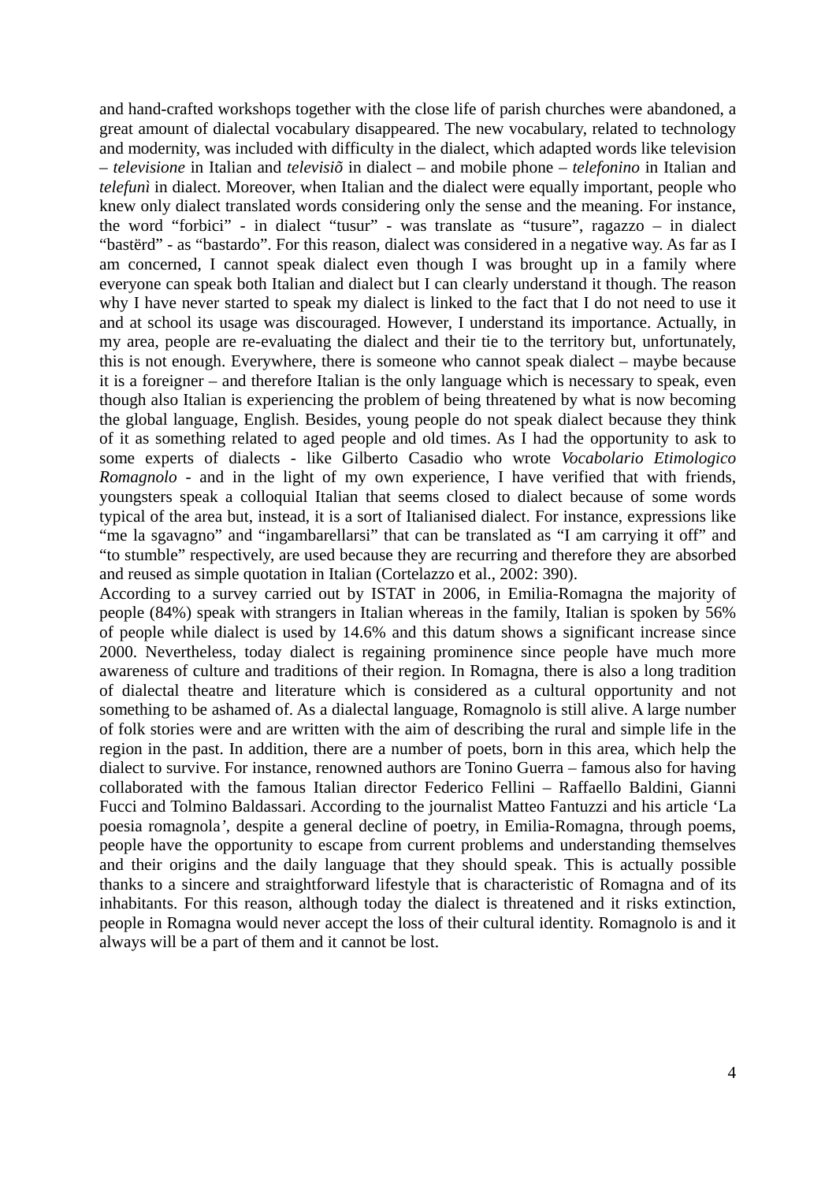and hand-crafted workshops together with the close life of parish churches were abandoned, a great amount of dialectal vocabulary disappeared. The new vocabulary, related to technology and modernity, was included with difficulty in the dialect, which adapted words like television – *televisione* in Italian and *televisiõ* in dialect – and mobile phone – *telefonino* in Italian and *telefunì* in dialect. Moreover, when Italian and the dialect were equally important, people who knew only dialect translated words considering only the sense and the meaning. For instance, the word "forbici" - in dialect "tusur" - was translate as "tusure", ragazzo – in dialect "bastërd" - as "bastardo". For this reason, dialect was considered in a negative way. As far as I am concerned, I cannot speak dialect even though I was brought up in a family where everyone can speak both Italian and dialect but I can clearly understand it though. The reason why I have never started to speak my dialect is linked to the fact that I do not need to use it and at school its usage was discouraged. However, I understand its importance. Actually, in my area, people are re-evaluating the dialect and their tie to the territory but, unfortunately, this is not enough. Everywhere, there is someone who cannot speak dialect – maybe because it is a foreigner – and therefore Italian is the only language which is necessary to speak, even though also Italian is experiencing the problem of being threatened by what is now becoming the global language, English. Besides, young people do not speak dialect because they think of it as something related to aged people and old times. As I had the opportunity to ask to some experts of dialects - like Gilberto Casadio who wrote *Vocabolario Etimologico Romagnolo* - and in the light of my own experience, I have verified that with friends, youngsters speak a colloquial Italian that seems closed to dialect because of some words typical of the area but, instead, it is a sort of Italianised dialect. For instance, expressions like "me la sgavagno" and "ingambarellarsi" that can be translated as "I am carrying it off" and "to stumble" respectively, are used because they are recurring and therefore they are absorbed and reused as simple quotation in Italian (Cortelazzo et al., 2002: 390).

According to a survey carried out by ISTAT in 2006, in Emilia-Romagna the majority of people (84%) speak with strangers in Italian whereas in the family, Italian is spoken by 56% of people while dialect is used by 14.6% and this datum shows a significant increase since 2000. Nevertheless, today dialect is regaining prominence since people have much more awareness of culture and traditions of their region. In Romagna, there is also a long tradition of dialectal theatre and literature which is considered as a cultural opportunity and not something to be ashamed of. As a dialectal language, Romagnolo is still alive. A large number of folk stories were and are written with the aim of describing the rural and simple life in the region in the past. In addition, there are a number of poets, born in this area, which help the dialect to survive. For instance, renowned authors are Tonino Guerra – famous also for having collaborated with the famous Italian director Federico Fellini – Raffaello Baldini, Gianni Fucci and Tolmino Baldassari. According to the journalist Matteo Fantuzzi and his article 'La poesia romagnola', despite a general decline of poetry, in Emilia-Romagna, through poems, people have the opportunity to escape from current problems and understanding themselves and their origins and the daily language that they should speak. This is actually possible thanks to a sincere and straightforward lifestyle that is characteristic of Romagna and of its inhabitants. For this reason, although today the dialect is threatened and it risks extinction, people in Romagna would never accept the loss of their cultural identity. Romagnolo is and it always will be a part of them and it cannot be lost.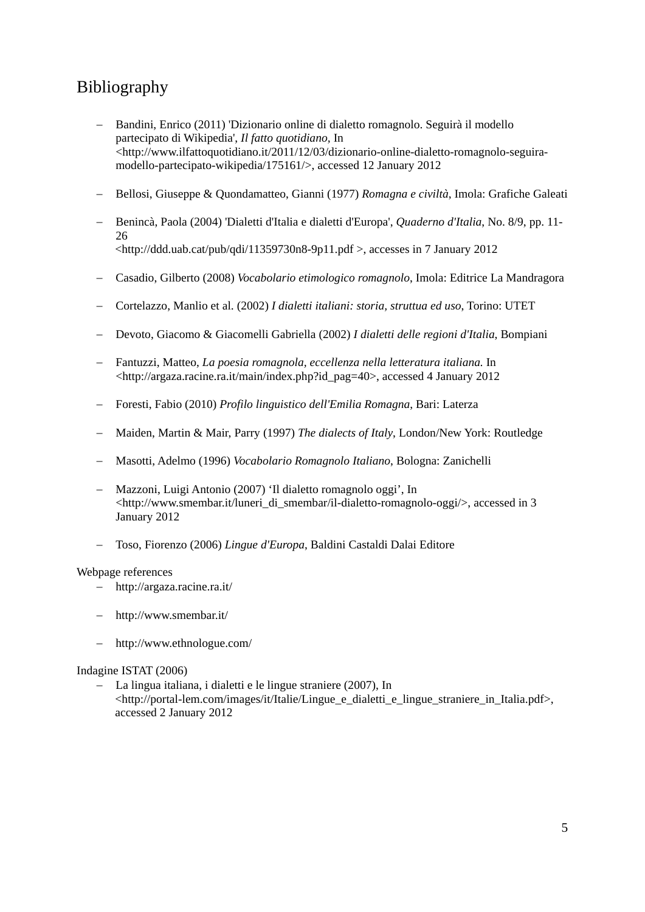# Bibliography

- Bandini, Enrico (2011) 'Dizionario online di dialetto romagnolo. Seguirà il modello partecipato di Wikipedia', *Il fatto quotidiano*, In <http://www.ilfattoquotidiano.it/2011/12/03/dizionario-online-dialetto-romagnolo-seguira-modello-partecipato-wikipedia/175161/>, accessed 12 January 2012

- Bellosi, Giuseppe & Quondamatteo, Gianni (1977) *Romagna e civiltà*, Imola: Grafiche Galeati

- Benincà, Paola (2004) 'Dialetti d'Italia e dialetti d'Europa', *Quaderno d'Italia*, No. 8/9, pp. 11-26 <http://ddd.uab.cat/pub/qdi/11359730n8-9p11.pdf >, accesses in 7 January 2012

- Casadio, Gilberto (2008) *Vocabolario etimologico romagnolo*, Imola: Editrice La Mandragora

- Cortelazzo, Manlio et al. (2002) *I dialetti italiani: storia, struttua ed uso*, Torino: UTET

- Devoto, Giacomo & Giacomelli Gabriella (2002) *I dialetti delle regioni d'Italia*, Bompiani

- Fantuzzi, Matteo, *La poesia romagnola, eccellenza nella letteratura italiana.* In <http://argaza.racine.ra.it/main/index.php?id_pag=40>, accessed 4 January 2012

- Foresti, Fabio (2010) *Profilo linguistico dell'Emilia Romagna*, Bari: Laterza

- Maiden, Martin & Mair, Parry (1997) *The dialects of Italy*, London/New York: Routledge

- Masotti, Adelmo (1996) *Vocabolario Romagnolo Italiano*, Bologna: Zanichelli

- Mazzoni, Luigi Antonio (2007) 'Il dialetto romagnolo oggi', In <http://www.smembar.it/luneri_di_smembar/il-dialetto-romagnolo-oggi/>, accessed in 3 January 2012

- Toso, Fiorenzo (2006) *Lingue d'Europa*, Baldini Castaldi Dalai Editore

Webpage references

- http://argaza.racine.ra.it/

- http://www.smembar.it/

- http://www.ethnologue.com/

Indagine ISTAT (2006)

- La lingua italiana, i dialetti e le lingue straniere (2007), In <http://portal-lem.com/images/it/Italie/Lingue_e_dialetti_e_lingue_straniere_in_Italia.pdf>, accessed 2 January 2012